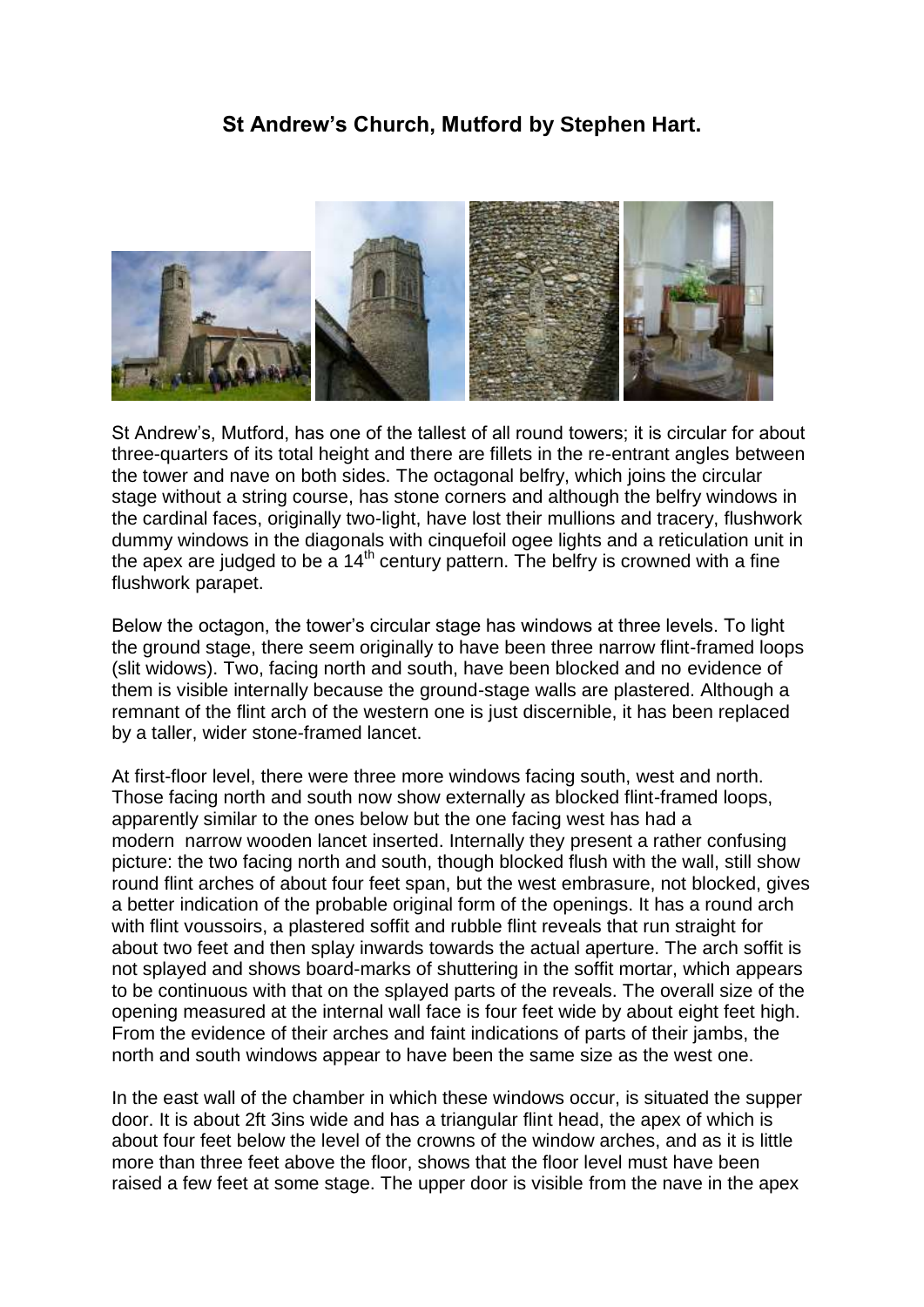# St Andrew's Church, Mutford by Stephen Hart.

St Andrew's, Mutford, has one of the tallest of all round towers; it is circular for about three-quarters of its total height and there are fillets in the re-entrant angles between the tower and nave on both sides. The octagonal belfry, which joins the circular stage without a string course, has stone corners and although the belfry windows in the cardinal faces, originally two-light, have lost their mullions and tracery, flushwork dummy windows in the diagonals with cinquefoil ogee lights and a reticulation unit in the apex are judged to be a 14th century pattern. The belfry is crowned with a fine flushwork parapet.

Below the octagon, the tower's circular stage has windows at three levels. To light the ground stage, there seem originally to have been three narrow flint-framed loops (slit widows). Two, facing north and south, have been blocked and no evidence of them is visible internally because the ground-stage walls are plastered. Although a remnant of the flint arch of the western one is just discernible, it has been replaced by a taller, wider stone-framed lancet.

At first-floor level, there were three more windows facing south, west and north. Those facing north and south now show externally as blocked flint-framed loops, apparently similar to the ones below but the one facing west has had a modern narrow wooden lancet inserted. Internally they present a rather confusing picture: the two facing north and south, though blocked flush with the wall, still show round flint arches of about four feet span, but the west embrasure, not blocked, gives a better indication of the probable original form of the openings. It has a round arch with flint voussoirs, a plastered soffit and rubble flint reveals that run straight for about two feet and then splay inwards towards the actual aperture. The arch soffit is not splayed and shows board-marks of shuttering in the soffit mortar, which appears to be continuous with that on the splayed parts of the reveals. The overall size of the opening measured at the internal wall face is four feet wide by about eight feet high. From the evidence of their arches and faint indications of parts of their jambs, the north and south windows appear to have been the same size as the west one.

In the east wall of the chamber in which these windows occur, is situated the supper door. It is about 2ft 3ins wide and has a triangular flint head, the apex of which is about four feet below the level of the crowns of the window arches, and as it is little more than three feet above the floor, shows that the floor level must have been raised a few feet at some stage. The upper door is visible from the nave in the apex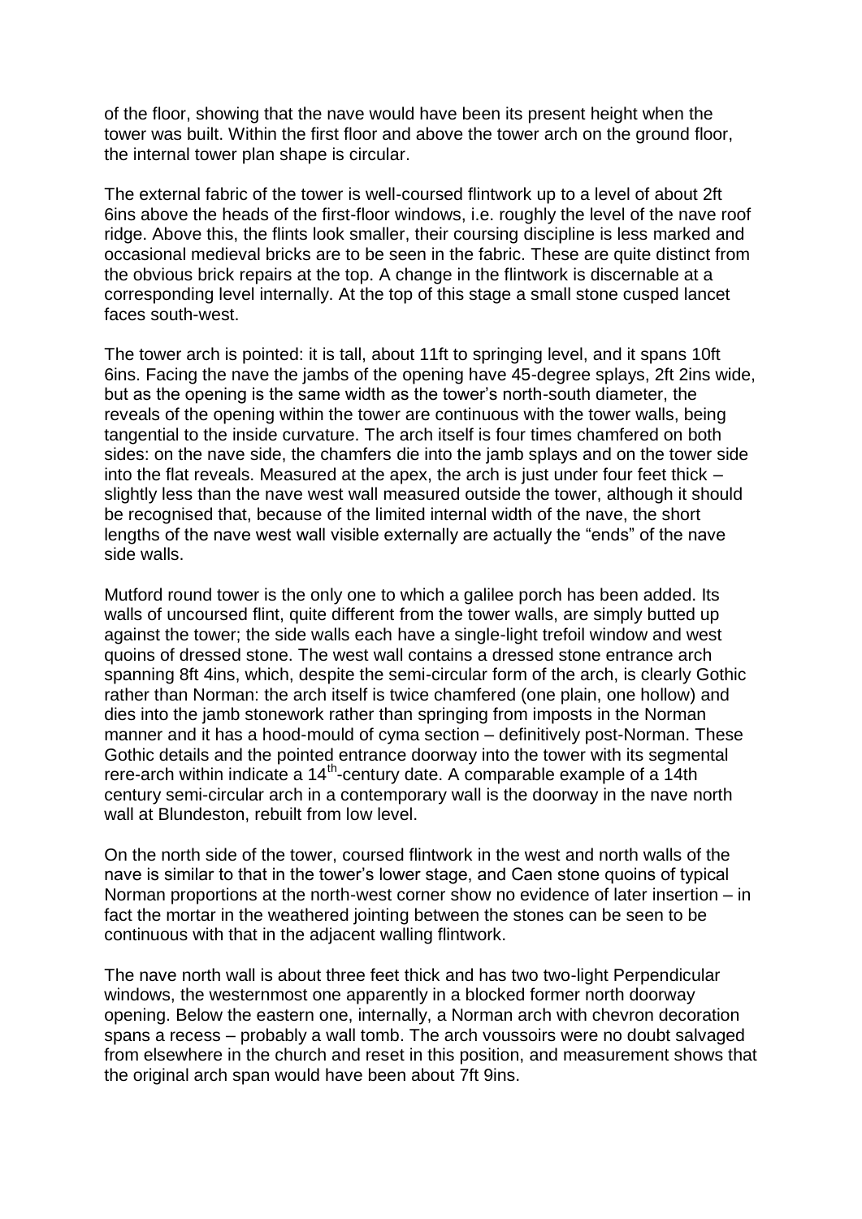of the floor, showing that the nave would have been its present height when the tower was built. Within the first floor and above the tower arch on the ground floor, the internal tower plan shape is circular.

The external fabric of the tower is well-coursed flintwork up to a level of about 2ft 6ins above the heads of the first-floor windows, i.e. roughly the level of the nave roof ridge. Above this, the flints look smaller, their coursing discipline is less marked and occasional medieval bricks are to be seen in the fabric. These are quite distinct from the obvious brick repairs at the top. A change in the flintwork is discernable at a corresponding level internally. At the top of this stage a small stone cusped lancet faces south-west.

The tower arch is pointed: it is tall, about 11ft to springing level, and it spans 10ft 6ins. Facing the nave the jambs of the opening have 45-degree splays, 2ft 2ins wide, but as the opening is the same width as the tower's north-south diameter, the reveals of the opening within the tower are continuous with the tower walls, being tangential to the inside curvature. The arch itself is four times chamfered on both sides: on the nave side, the chamfers die into the jamb splays and on the tower side into the flat reveals. Measured at the apex, the arch is just under four feet thick – slightly less than the nave west wall measured outside the tower, although it should be recognised that, because of the limited internal width of the nave, the short lengths of the nave west wall visible externally are actually the "ends" of the nave side walls.

Mutford round tower is the only one to which a galilee porch has been added. Its walls of uncoursed flint, quite different from the tower walls, are simply butted up against the tower; the side walls each have a single-light trefoil window and west quoins of dressed stone. The west wall contains a dressed stone entrance arch spanning 8ft 4ins, which, despite the semi-circular form of the arch, is clearly Gothic rather than Norman: the arch itself is twice chamfered (one plain, one hollow) and dies into the jamb stonework rather than springing from imposts in the Norman manner and it has a hood-mould of cyma section – definitively post-Norman. These Gothic details and the pointed entrance doorway into the tower with its segmental rere-arch within indicate a 14th-century date. A comparable example of a 14th century semi-circular arch in a contemporary wall is the doorway in the nave north wall at Blundeston, rebuilt from low level.

On the north side of the tower, coursed flintwork in the west and north walls of the nave is similar to that in the tower's lower stage, and Caen stone quoins of typical Norman proportions at the north-west corner show no evidence of later insertion – in fact the mortar in the weathered jointing between the stones can be seen to be continuous with that in the adjacent walling flintwork.

The nave north wall is about three feet thick and has two two-light Perpendicular windows, the westernmost one apparently in a blocked former north doorway opening. Below the eastern one, internally, a Norman arch with chevron decoration spans a recess – probably a wall tomb. The arch voussoirs were no doubt salvaged from elsewhere in the church and reset in this position, and measurement shows that the original arch span would have been about 7ft 9ins.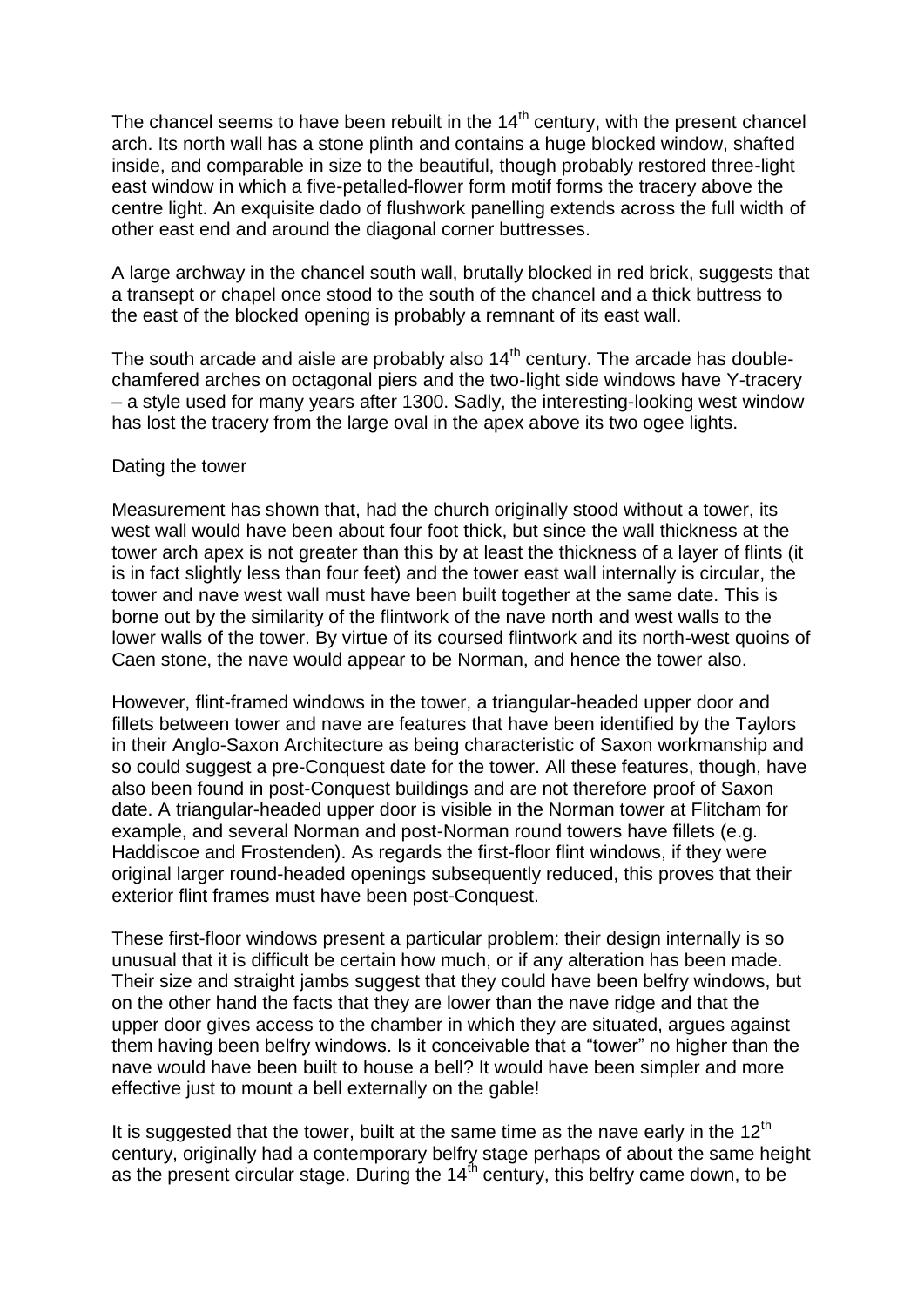The chancel seems to have been rebuilt in the 14th century, with the present chancel arch. Its north wall has a stone plinth and contains a huge blocked window, shafted inside, and comparable in size to the beautiful, though probably restored three-light east window in which a five-petalled-flower form motif forms the tracery above the centre light. An exquisite dado of flushwork panelling extends across the full width of other east end and around the diagonal corner buttresses.

A large archway in the chancel south wall, brutally blocked in red brick, suggests that a transept or chapel once stood to the south of the chancel and a thick buttress to the east of the blocked opening is probably a remnant of its east wall.

The south arcade and aisle are probably also 14th century. The arcade has double-chamfered arches on octagonal piers and the two-light side windows have Y-tracery – a style used for many years after 1300. Sadly, the interesting-looking west window has lost the tracery from the large oval in the apex above its two ogee lights.

## Dating the tower

Measurement has shown that, had the church originally stood without a tower, its west wall would have been about four foot thick, but since the wall thickness at the tower arch apex is not greater than this by at least the thickness of a layer of flints (it is in fact slightly less than four feet) and the tower east wall internally is circular, the tower and nave west wall must have been built together at the same date. This is borne out by the similarity of the flintwork of the nave north and west walls to the lower walls of the tower. By virtue of its coursed flintwork and its north-west quoins of Caen stone, the nave would appear to be Norman, and hence the tower also.

However, flint-framed windows in the tower, a triangular-headed upper door and fillets between tower and nave are features that have been identified by the Taylors in their Anglo-Saxon Architecture as being characteristic of Saxon workmanship and so could suggest a pre-Conquest date for the tower. All these features, though, have also been found in post-Conquest buildings and are not therefore proof of Saxon date. A triangular-headed upper door is visible in the Norman tower at Flitcham for example, and several Norman and post-Norman round towers have fillets (e.g. Haddiscoe and Frostenden). As regards the first-floor flint windows, if they were original larger round-headed openings subsequently reduced, this proves that their exterior flint frames must have been post-Conquest.

These first-floor windows present a particular problem: their design internally is so unusual that it is difficult be certain how much, or if any alteration has been made. Their size and straight jambs suggest that they could have been belfry windows, but on the other hand the facts that they are lower than the nave ridge and that the upper door gives access to the chamber in which they are situated, argues against them having been belfry windows. Is it conceivable that a "tower" no higher than the nave would have been built to house a bell? It would have been simpler and more effective just to mount a bell externally on the gable!

It is suggested that the tower, built at the same time as the nave early in the 12th century, originally had a contemporary belfry stage perhaps of about the same height as the present circular stage. During the 14th century, this belfry came down, to be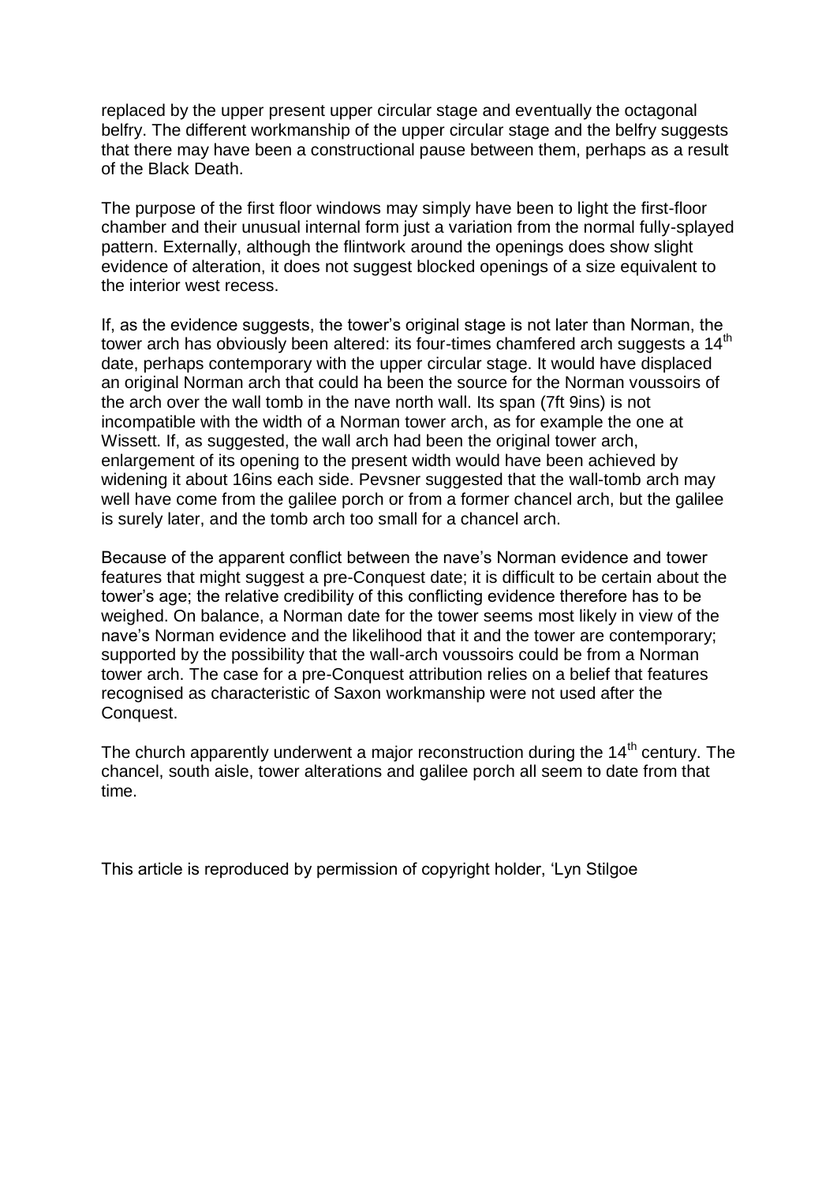replaced by the upper present upper circular stage and eventually the octagonal belfry. The different workmanship of the upper circular stage and the belfry suggests that there may have been a constructional pause between them, perhaps as a result of the Black Death.

The purpose of the first floor windows may simply have been to light the first-floor chamber and their unusual internal form just a variation from the normal fully-splayed pattern. Externally, although the flintwork around the openings does show slight evidence of alteration, it does not suggest blocked openings of a size equivalent to the interior west recess.

If, as the evidence suggests, the tower's original stage is not later than Norman, the tower arch has obviously been altered: its four-times chamfered arch suggests a 14th date, perhaps contemporary with the upper circular stage. It would have displaced an original Norman arch that could ha been the source for the Norman voussoirs of the arch over the wall tomb in the nave north wall. Its span (7ft 9ins) is not incompatible with the width of a Norman tower arch, as for example the one at Wissett. If, as suggested, the wall arch had been the original tower arch, enlargement of its opening to the present width would have been achieved by widening it about 16ins each side. Pevsner suggested that the wall-tomb arch may well have come from the galilee porch or from a former chancel arch, but the galilee is surely later, and the tomb arch too small for a chancel arch.

Because of the apparent conflict between the nave's Norman evidence and tower features that might suggest a pre-Conquest date; it is difficult to be certain about the tower's age; the relative credibility of this conflicting evidence therefore has to be weighed. On balance, a Norman date for the tower seems most likely in view of the nave's Norman evidence and the likelihood that it and the tower are contemporary; supported by the possibility that the wall-arch voussoirs could be from a Norman tower arch. The case for a pre-Conquest attribution relies on a belief that features recognised as characteristic of Saxon workmanship were not used after the Conquest.

The church apparently underwent a major reconstruction during the 14th century. The chancel, south aisle, tower alterations and galilee porch all seem to date from that time.

This article is reproduced by permission of copyright holder, 'Lyn Stilgoe